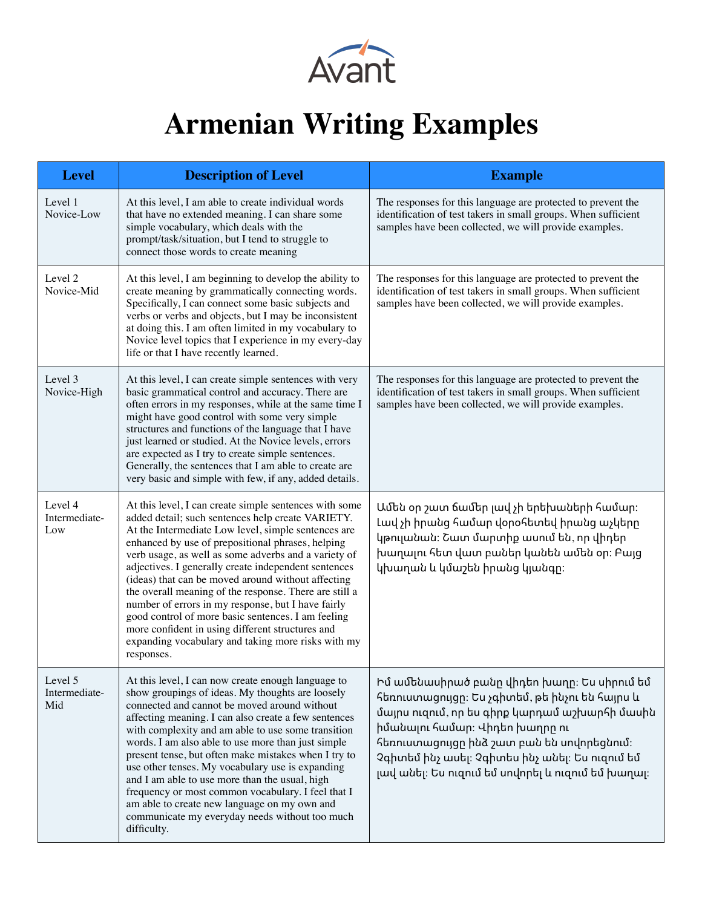Avant

# Armenian Writing Examples

| Level | Description of Level | Example |
| --- | --- | --- |
| Level 1 Novice-Low | At this level, I am able to create individual words that have no extended meaning. I can share some simple vocabulary, which deals with the prompt/task/situation, but I tend to struggle to connect those words to create meaning | The responses for this language are protected to prevent the identification of test takers in small groups. When sufficient samples have been collected, we will provide examples. |
| Level 2 Novice-Mid | At this level, I am beginning to develop the ability to create meaning by grammatically connecting words. Specifically, I can connect some basic subjects and verbs or verbs and objects, but I may be inconsistent at doing this. I am often limited in my vocabulary to Novice level topics that I experience in my every-day life or that I have recently learned. | The responses for this language are protected to prevent the identification of test takers in small groups. When sufficient samples have been collected, we will provide examples. |
| Level 3 Novice-High | At this level, I can create simple sentences with very basic grammatical control and accuracy. There are often errors in my responses, while at the same time I might have good control with some very simple structures and functions of the language that I have just learned or studied. At the Novice levels, errors are expected as I try to create simple sentences. Generally, the sentences that I am able to create are very basic and simple with few, if any, added details. | The responses for this language are protected to prevent the identification of test takers in small groups. When sufficient samples have been collected, we will provide examples. |
| Level 4 Intermediate-Low | At this level, I can create simple sentences with some added detail; such sentences help create VARIETY. At the Intermediate Low level, simple sentences are enhanced by use of prepositional phrases, helping verb usage, as well as some adverbs and a variety of adjectives. I generally create independent sentences (ideas) that can be moved around without affecting the overall meaning of the response. There are still a number of errors in my response, but I have fairly good control of more basic sentences. I am feeling more confident in using different structures and expanding vocabulary and taking more risks with my responses. | Ամեն օր շատ ճամեր լավ չի երեխաների համար: Լավ չի իրանց համար փօրօհետեվ իրանց աչկերը կթուլանան: Շատ մարտիք ասում են, որ վիդեր խաղալու հետ վատ բաներ կանեն ամեն օր: Բայց կխաղան և կմաշեն իրանց կյանգը: |
| Level 5 Intermediate-Mid | At this level, I can now create enough language to show groupings of ideas. My thoughts are loosely connected and cannot be moved around without affecting meaning. I can also create a few sentences with complexity and am able to use some transition words. I am also able to use more than just simple present tense, but often make mistakes when I try to use other tenses. My vocabulary use is expanding and I am able to use more than the usual, high frequency or most common vocabulary. I feel that I am able to create new language on my own and communicate my everyday needs without too much difficulty. | Իմ ամենասիրած բանը վիդեո խաղը: Ես սիրում եմ հեռուստացույցը: Ես չգիտեմ, թե ինչու են հայրս և մայրս ուզում, որ ես գիրք կարդամ աշխարհի մասին իմանալու համար: Վիդեո խաղը ու հեռուստացույցը ինձ շատ բան են սովորեցնում: Չգիտեմ ինչ ասել: Չգիտես ինչ անել: Ես ուզում եմ լավ անել: Ես ուզում եմ սովորել և ուզում եմ խաղալ: |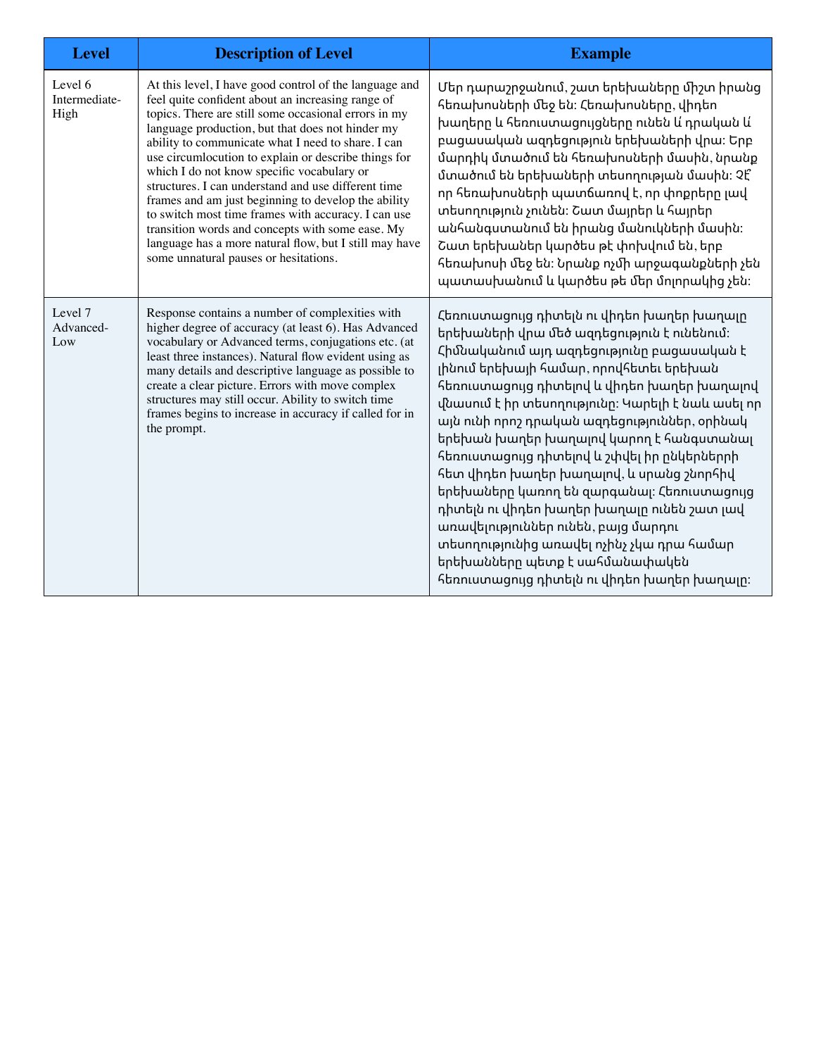| Level | Description of Level | Example |
| --- | --- | --- |
| Level 6 Intermediate-High | At this level, I have good control of the language and feel quite confident about an increasing range of topics. There are still some occasional errors in my language production, but that does not hinder my ability to communicate what I need to share. I can use circumlocution to explain or describe things for which I do not know specific vocabulary or structures. I can understand and use different time frames and am just beginning to develop the ability to switch most time frames with accuracy. I can use transition words and concepts with some ease. My language has a more natural flow, but I still may have some unnatural pauses or hesitations. | Մեր դարաշրջանում, շատ երեխաները միշտ իրանց հեռախոսների մեջ են: Հեռախոսները, վիդեո խաղերը և հեռուստացույցները ունեն և դրական և բացասական ազդեցություն երեխաների վրա: Երբ մարդիկ մտածում են հեռախոսների մասին, նրանք մտածում են երեխաների տեսողության մասին: Չէ՞ որ հեռախոսների պատճառով է, որ փոքրերը լավ տեսողություն չունեն: Շատ մայրեր և հայրեր անհանգստանում են իրանց մանուկների մասին: Շատ երեխաներ կարծես թէ փոխվում են, երբ հեռախոսի մեջ են: Նրանք ոչմի արջագանքների չեն պատասխանում և կարծես թե մեր մոլորակից չեն: |
| Level 7 Advanced-Low | Response contains a number of complexities with higher degree of accuracy (at least 6). Has Advanced vocabulary or Advanced terms, conjugations etc. (at least three instances). Natural flow evident using as many details and descriptive language as possible to create a clear picture. Errors with move complex structures may still occur. Ability to switch time frames begins to increase in accuracy if called for in the prompt. | Հեռուստացույց դիտելն ու վիդեո խաղեր խաղալը երեխաների վրա մեծ ազդեցություն է ունենում: Հիմնականում այդ ազդեցությունը բացասական է լինում երեխայի համար, որովհետեւ երեխան հեռուստացույց դիտելով և վիդեո խաղեր խաղալով վնասում է իր տեսողությունը: Կարելի է նաև ասել որ այն ունի որոշ դրական ազդեցություններ, օրինակ երեխան խաղեր խաղալով կարող է հանգստանալ հեռուստացույց դիտելով և շփվել իր ընկերներրի հետ վիդեո խաղեր խաղալով, և սրանց շնորհիվ երեխաները կառող են զարգանալ: Հեռուստացույց դիտելն ու վիդեո խաղեր խաղալը ունեն շատ լավ առավելություններ ունեն, բայց մարդու տեսողությունից առավել ոչինչ չկա դրա համար երեխանները պետք է սահմանափակեն հեռուստացույց դիտելն ու վիդեո խաղեր խաղալը: |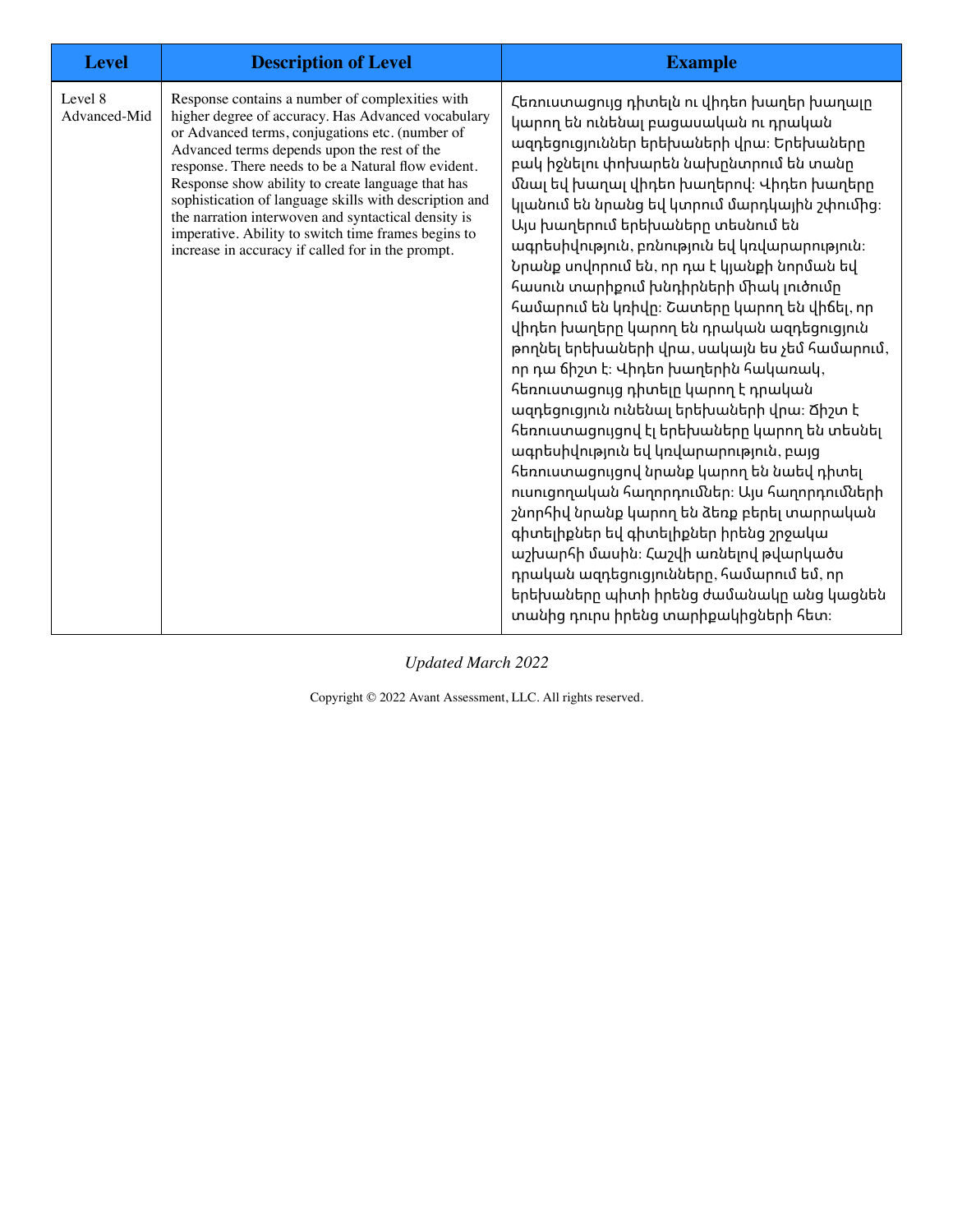| Level | Description of Level | Example |
|---|---|---|
| Level 8 Advanced-Mid | Response contains a number of complexities with higher degree of accuracy. Has Advanced vocabulary or Advanced terms, conjugations etc. (number of Advanced terms depends upon the rest of the response. There needs to be a Natural flow evident. Response show ability to create language that has sophistication of language skills with description and the narration interwoven and syntactical density is imperative. Ability to switch time frames begins to increase in accuracy if called for in the prompt. | Հեռուստացույց դիտելն ու վիդեո խաղեր խաղալը կարող են ունենալ բացասական ու դրական ազդեցություններ երեխաների վրա: Երեխաները բակ իջնելու փոխարեն նախընտրում են տանը մնալ եվ խաղալ վիդեո խաղերով: Վիդեո խաղերը կլանում են նրանց եվ կտրում մարդկային շփումից: Այս խաղերում երեխաները տեսնում են ագրեսիվություն, բռնություն եվ կռվարարություն: Նրանք սովորում են, որ դա է կյանքի նորման եվ հասուն տարիքում խնդիրների միակ լուծումը համարում են կռիվը: Շատերը կարող են վիճել, որ վիդեո խաղերը կարող են դրական ազդեցություն թողնել երեխաների վրա, սակայն ես չեմ համարում, որ դա ճիշտ է: Վիդեո խաղերին հակառակ, հեռուստացույց դիտելը կարող է դրական ազդեցություն ունենալ երեխաների վրա: Ճիշտ է հեռուստացույցով էլ երեխաները կարող են տեսնել ագրեսիվություն եվ կռվարարություն, բայց հեռուստացույցով նրանք կարող են նաեվ դիտել ուսուցողական հաղորդումներ: Այս հաղորդումների շնորհիվ նրանք կարող են ձեռք բերել տարրական գիտելիքներ եվ գիտելիքներ իրենց շրջակա աշխարհի մասին: Հաշվի առնելով թվարկածս դրական ազդեցությունները, համարում եմ, որ երեխաները պիտի իրենց ժամանակը անց կացնեն տանից դուրս իրենց տարիքակիցների հետ: |

*Updated March 2022*

Copyright © 2022 Avant Assessment, LLC. All rights reserved.